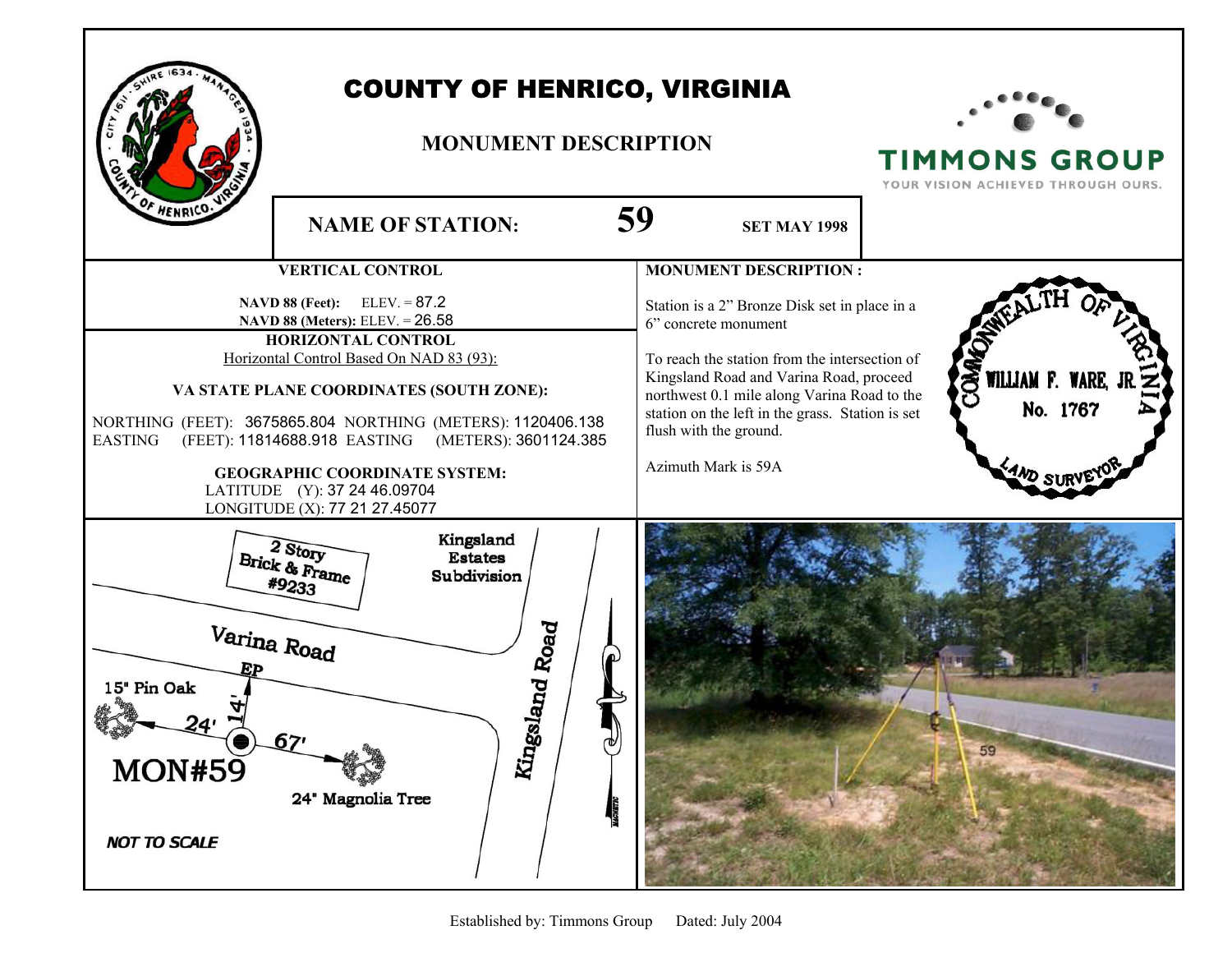# COUNTY OF HENRICO, VIRGINIA

## MONUMENT DESCRIPTION

TIMMONS GROUP
YOUR VISION ACHIEVED THROUGH OURS.

**NAME OF STATION:** **59** **SET MAY 1998**

### VERTICAL CONTROL

**NAVD 88 (Feet):** ELEV. = 87.2
**NAVD 88 (Meters):** ELEV. = 26.58

### HORIZONTAL CONTROL

Horizontal Control Based On NAD 83 (93):

**VA STATE PLANE COORDINATES (SOUTH ZONE):**

NORTHING (FEET): 3675865.804 NORTHING (METERS): 1120406.138
EASTING (FEET): 11814688.918 EASTING (METERS): 3601124.385

**GEOGRAPHIC COORDINATE SYSTEM:**
LATITUDE (Y): 37 24 46.09704
LONGITUDE (X): 77 21 27.45077

### MONUMENT DESCRIPTION :

Station is a 2" Bronze Disk set in place in a 6" concrete monument

To reach the station from the intersection of Kingsland Road and Varina Road, proceed northwest 0.1 mile along Varina Road to the station on the left in the grass. Station is set flush with the ground.

Azimuth Mark is 59A

COMMONWEALTH OF VIRGINIA
WILLIAM F. WARE, JR.
No. 1767
LAND SURVEYOR

2 Story Brick & Frame #9233
Kingsland Estates Subdivision
Varina Road
Kingsland Road
EP
14'
15" Pin Oak
24'
67'
MON#59
24" Magnolia Tree
MAGNETIC
NOT TO SCALE

59

Established by: Timmons Group Dated: July 2004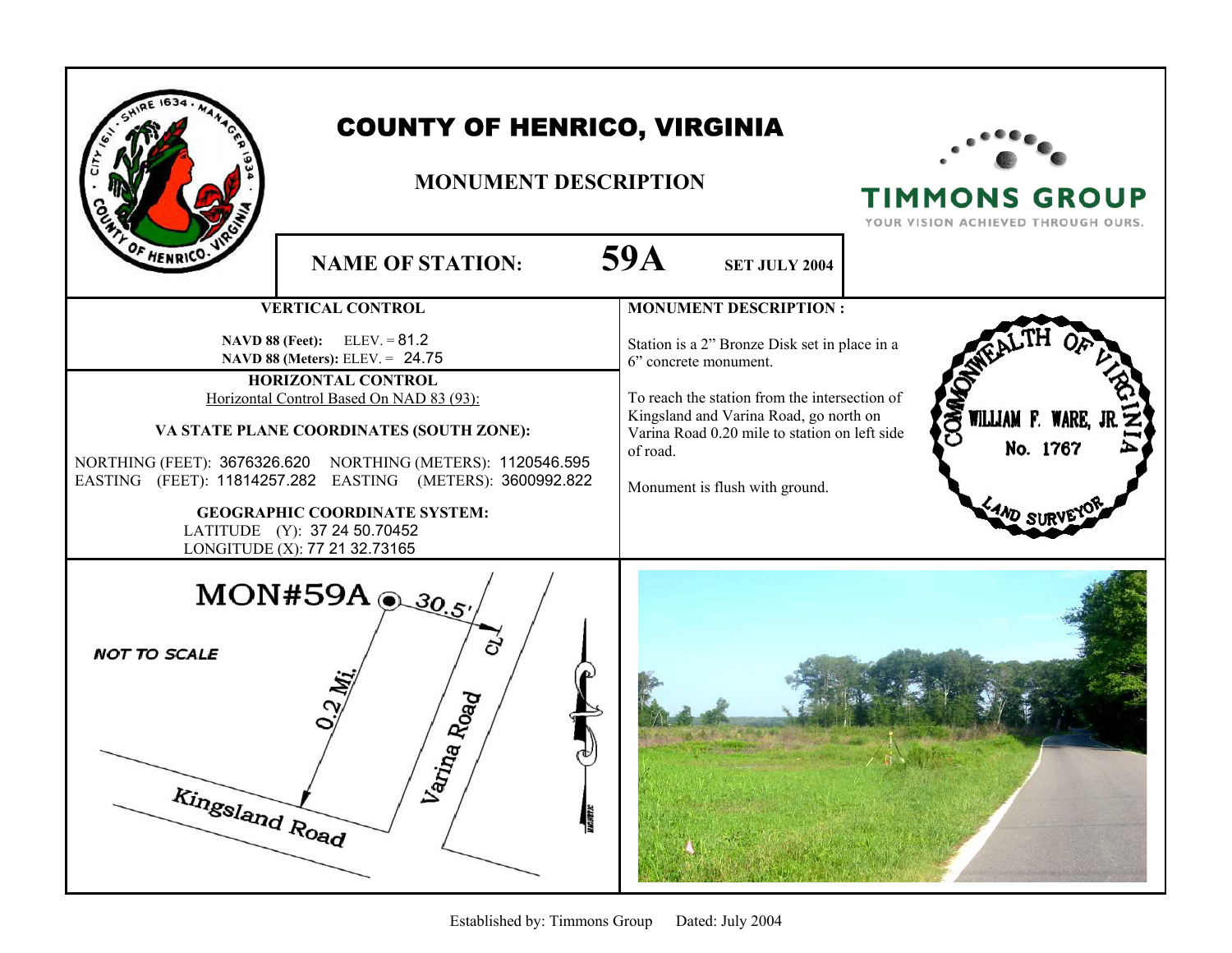# COUNTY OF HENRICO, VIRGINIA

## MONUMENT DESCRIPTION

TIMMONS GROUP
YOUR VISION ACHIEVED THROUGH OURS.

**NAME OF STATION:** **59A** **SET JULY 2004**

### VERTICAL CONTROL

**NAVD 88 (Feet):** ELEV. = 81.2
**NAVD 88 (Meters):** ELEV. = 24.75

### HORIZONTAL CONTROL

Horizontal Control Based On NAD 83 (93):

**VA STATE PLANE COORDINATES (SOUTH ZONE):**

NORTHING (FEET): 3676326.620 NORTHING (METERS): 1120546.595
EASTING (FEET): 11814257.282 EASTING (METERS): 3600992.822

**GEOGRAPHIC COORDINATE SYSTEM:**

LATITUDE (Y): 37 24 50.70452
LONGITUDE (X): 77 21 32.73165

### MONUMENT DESCRIPTION :

Station is a 2" Bronze Disk set in place in a 6" concrete monument.

To reach the station from the intersection of Kingsland and Varina Road, go north on Varina Road 0.20 mile to station on left side of road.

Monument is flush with ground.

COMMONWEALTH OF VIRGINIA
WILLIAM F. WARE, JR.
No. 1767
LAND SURVEYOR

MON#59A
30.5'
CL
NOT TO SCALE
0.2 Mi.
Varina Road
Kingsland Road

Established by: Timmons Group Dated: July 2004